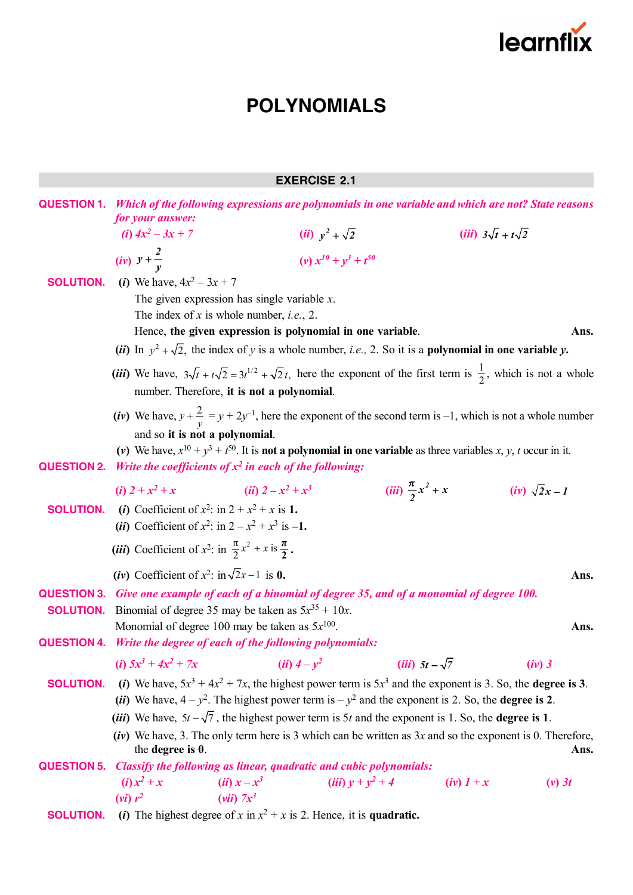# POLYNOMIALS

## EXERCISE 2.1

**QUESTION 1.** *Which of the following expressions are polynomials in one variable and which are not? State reasons for your answer:*

*(i)* $4x^2 - 3x + 7$ *(ii)* $y^2 + \sqrt{2}$ *(iii)* $3\sqrt{t} + t\sqrt{2}$

*(iv)* $y + \frac{2}{y}$ *(v)* $x^{10} + y^3 + t^{50}$

**SOLUTION.** *(i)* We have, $4x^2 - 3x + 7$

The given expression has single variable $x$.

The index of $x$ is whole number, *i.e.*, 2.

Hence, **the given expression is polynomial in one variable**. **Ans.**

*(ii)* In $y^2 + \sqrt{2}$, the index of $y$ is a whole number, *i.e.,* 2. So it is a **polynomial in one variable** $y$.

*(iii)* We have, $3\sqrt{t} + t\sqrt{2} = 3t^{1/2} + \sqrt{2}\,t$, here the exponent of the first term is $\frac{1}{2}$, which is not a whole number. Therefore, **it is not a polynomial**.

*(iv)* We have, $y + \frac{2}{y} = y + 2y^{-1}$, here the exponent of the second term is $-1$, which is not a whole number and so **it is not a polynomial**.

*(v)* We have, $x^{10} + y^3 + t^{50}$. It is **not a polynomial in one variable** as three variables $x$, $y$, $t$ occur in it.

**QUESTION 2.** *Write the coefficients of $x^2$ in each of the following:*

*(i)* $2 + x^2 + x$ *(ii)* $2 - x^2 + x^3$ *(iii)* $\frac{\pi}{2}x^2 + x$ *(iv)* $\sqrt{2}x - 1$

**SOLUTION.** *(i)* Coefficient of $x^2$: in $2 + x^2 + x$ is **1.**

*(ii)* Coefficient of $x^2$: in $2 - x^2 + x^3$ is **–1.**

*(iii)* Coefficient of $x^2$: in $\frac{\pi}{2}x^2 + x$ is $\boldsymbol{\frac{\pi}{2}}$.

*(iv)* Coefficient of $x^2$: in $\sqrt{2}x - 1$ is **0.** **Ans.**

**QUESTION 3.** *Give one example of each of a binomial of degree 35, and of a monomial of degree 100.*

**SOLUTION.** Binomial of degree 35 may be taken as $5x^{35} + 10x$.

Monomial of degree 100 may be taken as $5x^{100}$. **Ans.**

**QUESTION 4.** *Write the degree of each of the following polynomials:*

*(i)* $5x^3 + 4x^2 + 7x$ *(ii)* $4 - y^2$ *(iii)* $5t - \sqrt{7}$ *(iv)* $3$

**SOLUTION.** *(i)* We have, $5x^3 + 4x^2 + 7x$, the highest power term is $5x^3$ and the exponent is 3. So, the **degree is 3**.

*(ii)* We have, $4 - y^2$. The highest power term is $-y^2$ and the exponent is 2. So, the **degree is 2**.

*(iii)* We have, $5t - \sqrt{7}$, the highest power term is $5t$ and the exponent is 1. So, the **degree is 1**.

*(iv)* We have, 3. The only term here is 3 which can be written as $3x$ and so the exponent is 0. Therefore, the **degree is 0**. **Ans.**

**QUESTION 5.** *Classify the following as linear, quadratic and cubic polynomials:*

*(i)* $x^2 + x$ *(ii)* $x - x^3$ *(iii)* $y + y^2 + 4$ *(iv)* $1 + x$ *(v)* $3t$

*(vi)* $r^2$ *(vii)* $7x^3$

**SOLUTION.** *(i)* The highest degree of $x$ in $x^2 + x$ is 2. Hence, it is **quadratic.**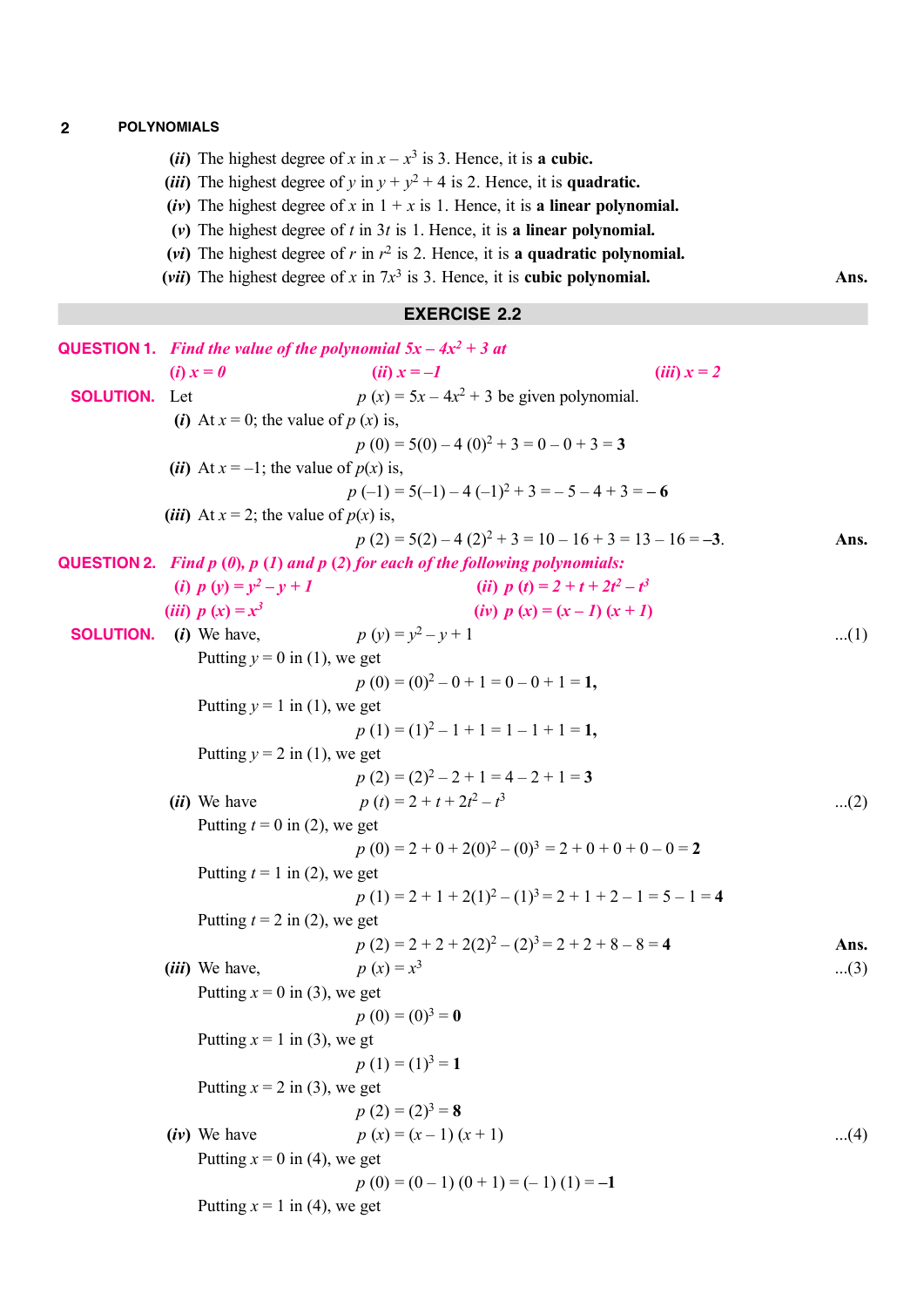(*ii*) The highest degree of $x$ in $x - x^3$ is 3. Hence, it is **a cubic.**

(*iii*) The highest degree of $y$ in $y + y^2 + 4$ is 2. Hence, it is **quadratic.**

(*iv*) The highest degree of $x$ in $1 + x$ is 1. Hence, it is **a linear polynomial.**

(*v*) The highest degree of $t$ in $3t$ is 1. Hence, it is **a linear polynomial.**

(*vi*) The highest degree of $r$ in $r^2$ is 2. Hence, it is **a quadratic polynomial.**

(*vii*) The highest degree of $x$ in $7x^3$ is 3. Hence, it is **cubic polynomial.** **Ans.**

## EXERCISE 2.2

**QUESTION 1.** *Find the value of the polynomial $5x - 4x^2 + 3$ at*

*(i) $x = 0$* *(ii) $x = -1$* *(iii) $x = 2$*

**SOLUTION.** Let $p(x) = 5x - 4x^2 + 3$ be given polynomial.

(*i*) At $x = 0$; the value of $p(x)$ is,

$$p(0) = 5(0) - 4(0)^2 + 3 = 0 - 0 + 3 = \mathbf{3}$$

(*ii*) At $x = -1$; the value of $p(x)$ is,

$$p(-1) = 5(-1) - 4(-1)^2 + 3 = -5 - 4 + 3 = \mathbf{-6}$$

(*iii*) At $x = 2$; the value of $p(x)$ is,

$$p(2) = 5(2) - 4(2)^2 + 3 = 10 - 16 + 3 = 13 - 16 = \mathbf{-3}.$$ **Ans.**

**QUESTION 2.** *Find $p(0)$, $p(1)$ and $p(2)$ for each of the following polynomials:*

*(i) $p(y) = y^2 - y + 1$* *(ii) $p(t) = 2 + t + 2t^2 - t^3$*

*(iii) $p(x) = x^3$* *(iv) $p(x) = (x - 1)(x + 1)$*

**SOLUTION.** (*i*) We have, $p(y) = y^2 - y + 1$ ...(1)

Putting $y = 0$ in (1), we get

$$p(0) = (0)^2 - 0 + 1 = 0 - 0 + 1 = \mathbf{1},$$

Putting $y = 1$ in (1), we get

$$p(1) = (1)^2 - 1 + 1 = 1 - 1 + 1 = \mathbf{1},$$

Putting $y = 2$ in (1), we get

$$p(2) = (2)^2 - 2 + 1 = 4 - 2 + 1 = \mathbf{3}$$

(*ii*) We have $p(t) = 2 + t + 2t^2 - t^3$ ...(2)

Putting $t = 0$ in (2), we get

$$p(0) = 2 + 0 + 2(0)^2 - (0)^3 = 2 + 0 + 0 + 0 - 0 = \mathbf{2}$$

Putting $t = 1$ in (2), we get

$$p(1) = 2 + 1 + 2(1)^2 - (1)^3 = 2 + 1 + 2 - 1 = 5 - 1 = \mathbf{4}$$

Putting $t = 2$ in (2), we get

$$p(2) = 2 + 2 + 2(2)^2 - (2)^3 = 2 + 2 + 8 - 8 = \mathbf{4}$$ **Ans.**

(*iii*) We have, $p(x) = x^3$ ...(3)

Putting $x = 0$ in (3), we get

$$p(0) = (0)^3 = \mathbf{0}$$

Putting $x = 1$ in (3), we gt

$$p(1) = (1)^3 = \mathbf{1}$$

Putting $x = 2$ in (3), we get

$$p(2) = (2)^3 = \mathbf{8}$$

(*iv*) We have $p(x) = (x - 1)(x + 1)$ ...(4)

Putting $x = 0$ in (4), we get

$$p(0) = (0 - 1)(0 + 1) = (-1)(1) = \mathbf{-1}$$

Putting $x = 1$ in (4), we get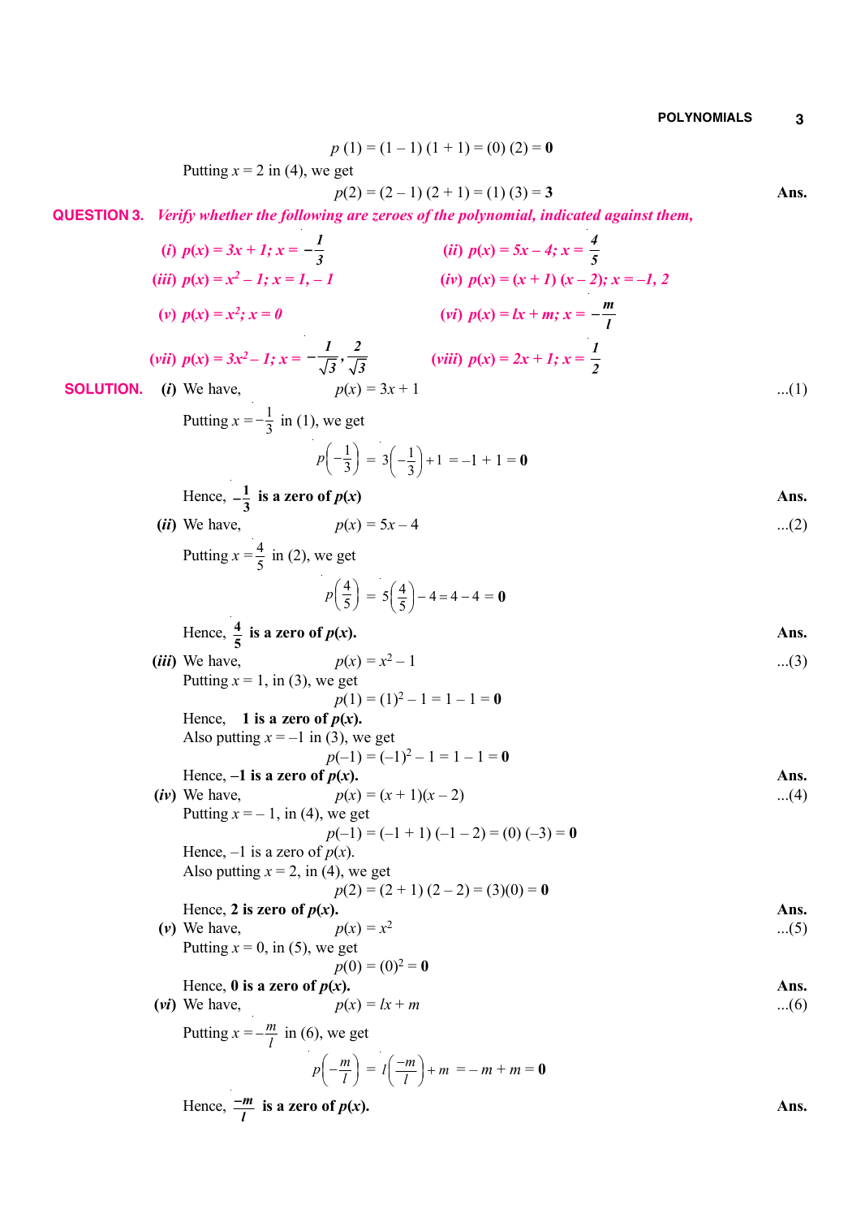$$p(1) = (1 - 1)(1 + 1) = (0)(2) = \mathbf{0}$$

Putting $x = 2$ in (4), we get

$$p(2) = (2 - 1)(2 + 1) = (1)(3) = \mathbf{3}$$ **Ans.**

**QUESTION 3.** *Verify whether the following are zeroes of the polynomial, indicated against them,*

*(i)* $p(x) = 3x + 1;\ x = -\frac{1}{3}$ *(ii)* $p(x) = 5x - 4;\ x = \frac{4}{5}$

*(iii)* $p(x) = x^2 - 1;\ x = 1, -1$ *(iv)* $p(x) = (x + 1)(x - 2);\ x = -1, 2$

*(v)* $p(x) = x^2;\ x = 0$ *(vi)* $p(x) = lx + m;\ x = -\frac{m}{l}$

*(vii)* $p(x) = 3x^2 - 1;\ x = -\frac{1}{\sqrt{3}}, \frac{2}{\sqrt{3}}$ *(viii)* $p(x) = 2x + 1;\ x = \frac{1}{2}$

**SOLUTION.** *(i)* We have, $p(x) = 3x + 1$ ...(1)

Putting $x = -\frac{1}{3}$ in (1), we get

$$p\left(-\frac{1}{3}\right) = 3\left(-\frac{1}{3}\right) + 1 = -1 + 1 = \mathbf{0}$$

Hence, $-\frac{1}{3}$ **is a zero of** $p(x)$ **Ans.**

*(ii)* We have, $p(x) = 5x - 4$ ...(2)

Putting $x = \frac{4}{5}$ in (2), we get

$$p\left(\frac{4}{5}\right) = 5\left(\frac{4}{5}\right) - 4 = 4 - 4 = \mathbf{0}$$

Hence, $\frac{4}{5}$ **is a zero of** $p(x)$**.** **Ans.**

*(iii)* We have, $p(x) = x^2 - 1$ ...(3)

Putting $x = 1$, in (3), we get

$$p(1) = (1)^2 - 1 = 1 - 1 = \mathbf{0}$$

Hence, **1 is a zero of** $p(x)$**.**

Also putting $x = -1$ in (3), we get

$$p(-1) = (-1)^2 - 1 = 1 - 1 = \mathbf{0}$$

Hence, **–1 is a zero of** $p(x)$**.** **Ans.**

*(iv)* We have, $p(x) = (x + 1)(x - 2)$ ...(4)

Putting $x = -1$, in (4), we get

$$p(-1) = (-1 + 1)(-1 - 2) = (0)(-3) = \mathbf{0}$$

Hence, –1 is a zero of $p(x)$.

Also putting $x = 2$, in (4), we get

$$p(2) = (2 + 1)(2 - 2) = (3)(0) = \mathbf{0}$$

Hence, **2 is zero of** $p(x)$**.** **Ans.**

*(v)* We have, $p(x) = x^2$ ...(5)

Putting $x = 0$, in (5), we get

$$p(0) = (0)^2 = \mathbf{0}$$

Hence, **0 is a zero of** $p(x)$**.** **Ans.**

*(vi)* We have, $p(x) = lx + m$ ...(6)

Putting $x = -\frac{m}{l}$ in (6), we get

$$p\left(-\frac{m}{l}\right) = l\left(\frac{-m}{l}\right) + m = -m + m = \mathbf{0}$$

Hence, $\frac{-m}{l}$ **is a zero of** $p(x)$**.** **Ans.**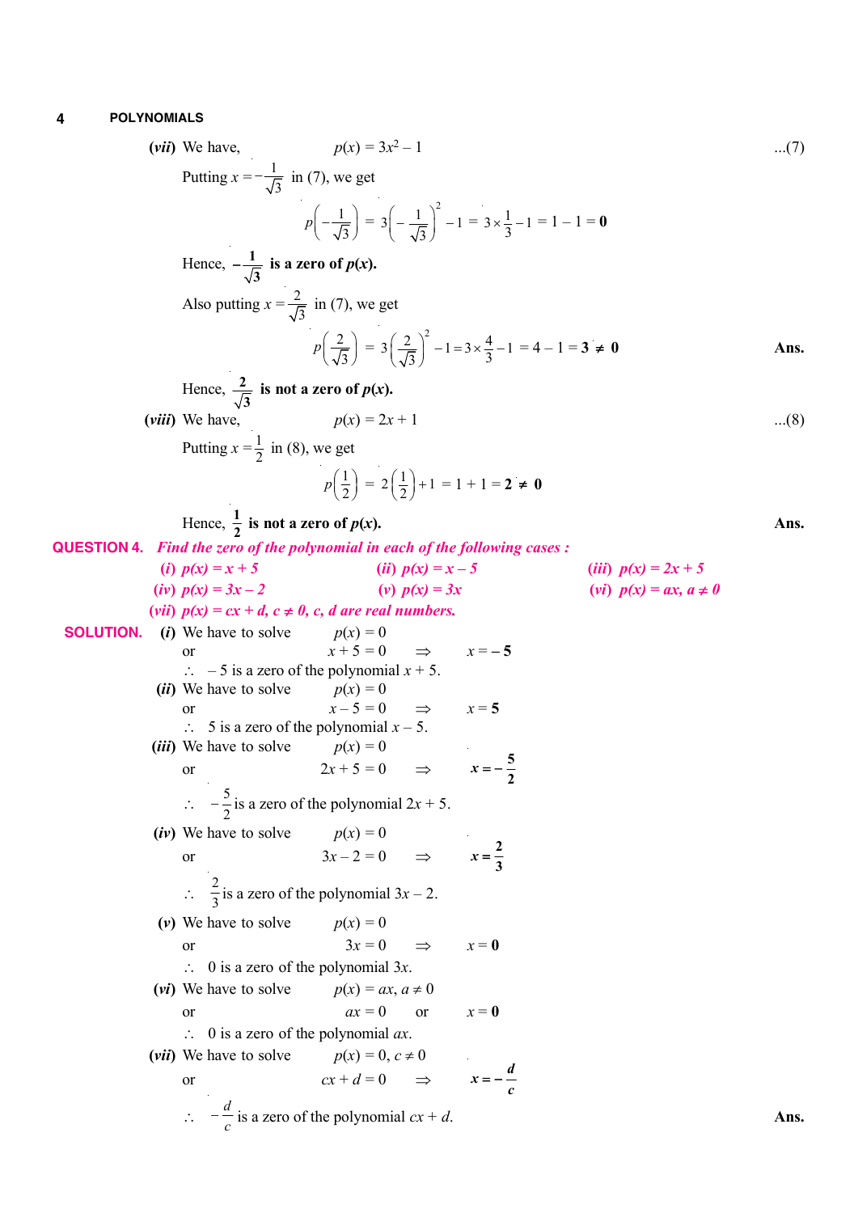**(vii)** We have, $p(x) = 3x^2 - 1$ ...(7)

Putting $x = -\frac{1}{\sqrt{3}}$ in (7), we get

$$p\left(-\frac{1}{\sqrt{3}}\right) = 3\left(-\frac{1}{\sqrt{3}}\right)^2 - 1 = 3 \times \frac{1}{3} - 1 = 1 - 1 = \mathbf{0}$$

Hence, $-\frac{1}{\sqrt{3}}$ **is a zero of $p(x)$.**

Also putting $x = \frac{2}{\sqrt{3}}$ in (7), we get

$$p\left(\frac{2}{\sqrt{3}}\right) = 3\left(\frac{2}{\sqrt{3}}\right)^2 - 1 = 3 \times \frac{4}{3} - 1 = 4 - 1 = \mathbf{3} \neq \mathbf{0}$$ **Ans.**

Hence, $\frac{2}{\sqrt{3}}$ **is not a zero of $p(x)$.**

**(viii)** We have, $p(x) = 2x + 1$ ...(8)

Putting $x = \frac{1}{2}$ in (8), we get

$$p\left(\frac{1}{2}\right) = 2\left(\frac{1}{2}\right) + 1 = 1 + 1 = \mathbf{2} \neq \mathbf{0}$$

Hence, $\frac{1}{2}$ **is not a zero of $p(x)$.** **Ans.**

**QUESTION 4.** ***Find the zero of the polynomial in each of the following cases :***

*(i)* $p(x) = x + 5$ *(ii)* $p(x) = x - 5$ *(iii)* $p(x) = 2x + 5$
*(iv)* $p(x) = 3x - 2$ *(v)* $p(x) = 3x$ *(vi)* $p(x) = ax, a \neq 0$
*(vii)* $p(x) = cx + d, c \neq 0$, *c, d are real numbers.*

**SOLUTION.** **(i)** We have to solve $p(x) = 0$

or $x + 5 = 0 \Rightarrow x = \mathbf{-5}$

$\therefore$ $-5$ is a zero of the polynomial $x + 5$.

**(ii)** We have to solve $p(x) = 0$

or $x - 5 = 0 \Rightarrow x = \mathbf{5}$

$\therefore$ 5 is a zero of the polynomial $x - 5$.

**(iii)** We have to solve $p(x) = 0$

or $2x + 5 = 0 \Rightarrow x = -\frac{5}{2}$

$\therefore$ $-\frac{5}{2}$ is a zero of the polynomial $2x + 5$.

**(iv)** We have to solve $p(x) = 0$

or $3x - 2 = 0 \Rightarrow x = \frac{2}{3}$

$\therefore$ $\frac{2}{3}$ is a zero of the polynomial $3x - 2$.

**(v)** We have to solve $p(x) = 0$

or $3x = 0 \Rightarrow x = \mathbf{0}$

$\therefore$ 0 is a zero of the polynomial $3x$.

**(vi)** We have to solve $p(x) = ax, a \neq 0$

or $ax = 0$ or $x = \mathbf{0}$

$\therefore$ 0 is a zero of the polynomial $ax$.

**(vii)** We have to solve $p(x) = 0, c \neq 0$

or $cx + d = 0 \Rightarrow x = -\frac{d}{c}$

$\therefore$ $-\frac{d}{c}$ is a zero of the polynomial $cx + d$. **Ans.**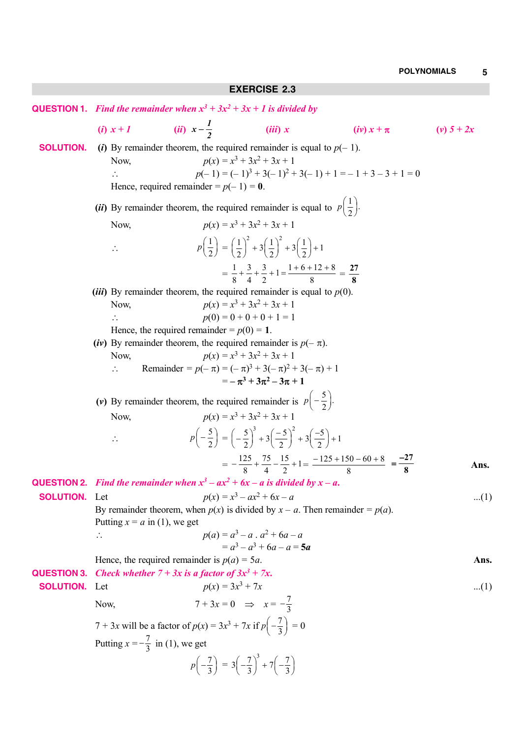## EXERCISE 2.3

**QUESTION 1.** *Find the remainder when $x^3 + 3x^2 + 3x + 1$ is divided by*

*(i)* $x + 1$ *(ii)* $x - \frac{1}{2}$ *(iii)* $x$ *(iv)* $x + \pi$ *(v)* $5 + 2x$

**SOLUTION.** *(i)* By remainder theorem, the required remainder is equal to $p(-1)$.

Now, $p(x) = x^3 + 3x^2 + 3x + 1$

$\therefore$ $p(-1) = (-1)^3 + 3(-1)^2 + 3(-1) + 1 = -1 + 3 - 3 + 1 = 0$

Hence, required remainder $= p(-1) = \mathbf{0}$.

*(ii)* By remainder theorem, the required remainder is equal to $p\left(\frac{1}{2}\right)$.

Now, $p(x) = x^3 + 3x^2 + 3x + 1$

$$\therefore \quad p\left(\frac{1}{2}\right) = \left(\frac{1}{2}\right)^2 + 3\left(\frac{1}{2}\right)^2 + 3\left(\frac{1}{2}\right) + 1$$

$$= \frac{1}{8} + \frac{3}{4} + \frac{3}{2} + 1 = \frac{1 + 6 + 12 + 8}{8} = \mathbf{\frac{27}{8}}$$

*(iii)* By remainder theorem, the required remainder is equal to $p(0)$.

Now, $p(x) = x^3 + 3x^2 + 3x + 1$

$\therefore$ $p(0) = 0 + 0 + 0 + 1 = 1$

Hence, the required remainder $= p(0) = \mathbf{1}$.

*(iv)* By remainder theorem, the required remainder is $p(-\pi)$.

Now, $p(x) = x^3 + 3x^2 + 3x + 1$

$\therefore$ Remainder $= p(-\pi) = (-\pi)^3 + 3(-\pi)^2 + 3(-\pi) + 1$

$= \mathbf{-\pi^3 + 3\pi^2 - 3\pi + 1}$

*(v)* By remainder theorem, the required remainder is $p\left(-\frac{5}{2}\right)$.

Now, $p(x) = x^3 + 3x^2 + 3x + 1$

$$\therefore \quad p\left(-\frac{5}{2}\right) = \left(-\frac{5}{2}\right)^3 + 3\left(\frac{-5}{2}\right)^2 + 3\left(\frac{-5}{2}\right) + 1$$

$$= -\frac{125}{8} + \frac{75}{4} - \frac{15}{2} + 1 = \frac{-125 + 150 - 60 + 8}{8} = \mathbf{\frac{-27}{8}}$$

**Ans.**

**QUESTION 2.** *Find the remainder when $x^3 - ax^2 + 6x - a$ is divided by $x - a$.*

**SOLUTION.** Let $p(x) = x^3 - ax^2 + 6x - a$ ...(1)

By remainder theorem, when $p(x)$ is divided by $x - a$. Then remainder $= p(a)$.

Putting $x = a$ in (1), we get

$\therefore$ $p(a) = a^3 - a \,.\, a^2 + 6a - a$

$= a^3 - a^3 + 6a - a = \mathbf{5a}$

Hence, the required remainder is $p(a) = 5a$. **Ans.**

**QUESTION 3.** *Check whether $7 + 3x$ is a factor of $3x^3 + 7x$.*

**SOLUTION.** Let $p(x) = 3x^3 + 7x$ ...(1)

Now, $7 + 3x = 0 \Rightarrow x = -\frac{7}{3}$

$7 + 3x$ will be a factor of $p(x) = 3x^3 + 7x$ if $p\left(-\frac{7}{3}\right) = 0$

Putting $x = -\frac{7}{3}$ in (1), we get

$$p\left(-\frac{7}{3}\right) = 3\left(-\frac{7}{3}\right)^3 + 7\left(-\frac{7}{3}\right)$$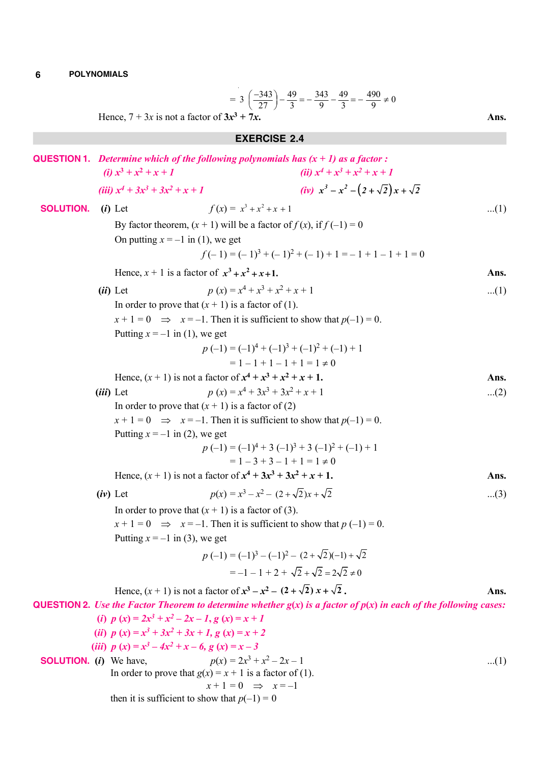$$= 3\left(\frac{-343}{27}\right) - \frac{49}{3} = -\frac{343}{9} - \frac{49}{3} = -\frac{490}{9} \neq 0$$

Hence, $7 + 3x$ is not a factor of $\mathbf{3x^3 + 7x}$. **Ans.**

## EXERCISE 2.4

**QUESTION 1.** *Determine which of the following polynomials has $(x + 1)$ as a factor :*

*(i) $x^3 + x^2 + x + 1$* *(ii) $x^4 + x^3 + x^2 + x + 1$*

*(iii) $x^4 + 3x^3 + 3x^2 + x + 1$* *(iv) $x^3 - x^2 - (2 + \sqrt{2})x + \sqrt{2}$*

**SOLUTION.** **(i)** Let $f(x) = x^3 + x^2 + x + 1$ ...(1)

By factor theorem, $(x + 1)$ will be a factor of $f(x)$, if $f(-1) = 0$

On putting $x = -1$ in (1), we get

$$f(-1) = (-1)^3 + (-1)^2 + (-1) + 1 = -1 + 1 - 1 + 1 = 0$$

Hence, $x + 1$ is a factor of $\mathbf{x^3 + x^2 + x + 1}$. **Ans.**

**(ii)** Let $p(x) = x^4 + x^3 + x^2 + x + 1$ ...(1)

In order to prove that $(x + 1)$ is a factor of (1).

$x + 1 = 0 \Rightarrow x = -1$. Then it is sufficient to show that $p(-1) = 0$.

Putting $x = -1$ in (1), we get

$$p(-1) = (-1)^4 + (-1)^3 + (-1)^2 + (-1) + 1$$
$$= 1 - 1 + 1 - 1 + 1 = 1 \neq 0$$

Hence, $(x + 1)$ is not a factor of $\mathbf{x^4 + x^3 + x^2 + x + 1}$. **Ans.**

**(iii)** Let $p(x) = x^4 + 3x^3 + 3x^2 + x + 1$ ...(2)

In order to prove that $(x + 1)$ is a factor of (2)

$x + 1 = 0 \Rightarrow x = -1$. Then it is sufficient to show that $p(-1) = 0$.

Putting $x = -1$ in (2), we get

$$p(-1) = (-1)^4 + 3(-1)^3 + 3(-1)^2 + (-1) + 1$$
$$= 1 - 3 + 3 - 1 + 1 = 1 \neq 0$$

Hence, $(x + 1)$ is not a factor of $\mathbf{x^4 + 3x^3 + 3x^2 + x + 1}$. **Ans.**

**(iv)** Let $p(x) = x^3 - x^2 - (2 + \sqrt{2})x + \sqrt{2}$ ...(3)

In order to prove that $(x + 1)$ is a factor of (3).

$x + 1 = 0 \Rightarrow x = -1$. Then it is sufficient to show that $p(-1) = 0$.

Putting $x = -1$ in (3), we get

$$p(-1) = (-1)^3 - (-1)^2 - (2 + \sqrt{2})(-1) + \sqrt{2}$$
$$= -1 - 1 + 2 + \sqrt{2} + \sqrt{2} = 2\sqrt{2} \neq 0$$

Hence, $(x + 1)$ is not a factor of $\mathbf{x^3 - x^2 - (2 + \sqrt{2})x + \sqrt{2}}$. **Ans.**

**QUESTION 2.** *Use the Factor Theorem to determine whether g(x) is a factor of p(x) in each of the following cases:*

*(i) $p(x) = 2x^3 + x^2 - 2x - 1$, $g(x) = x + 1$*

*(ii) $p(x) = x^3 + 3x^2 + 3x + 1$, $g(x) = x + 2$*

*(iii) $p(x) = x^3 - 4x^2 + x - 6$, $g(x) = x - 3$*

**SOLUTION.** **(i)** We have, $p(x) = 2x^3 + x^2 - 2x - 1$ ...(1)

In order to prove that $g(x) = x + 1$ is a factor of (1).

$x + 1 = 0 \Rightarrow x = -1$

then it is sufficient to show that $p(-1) = 0$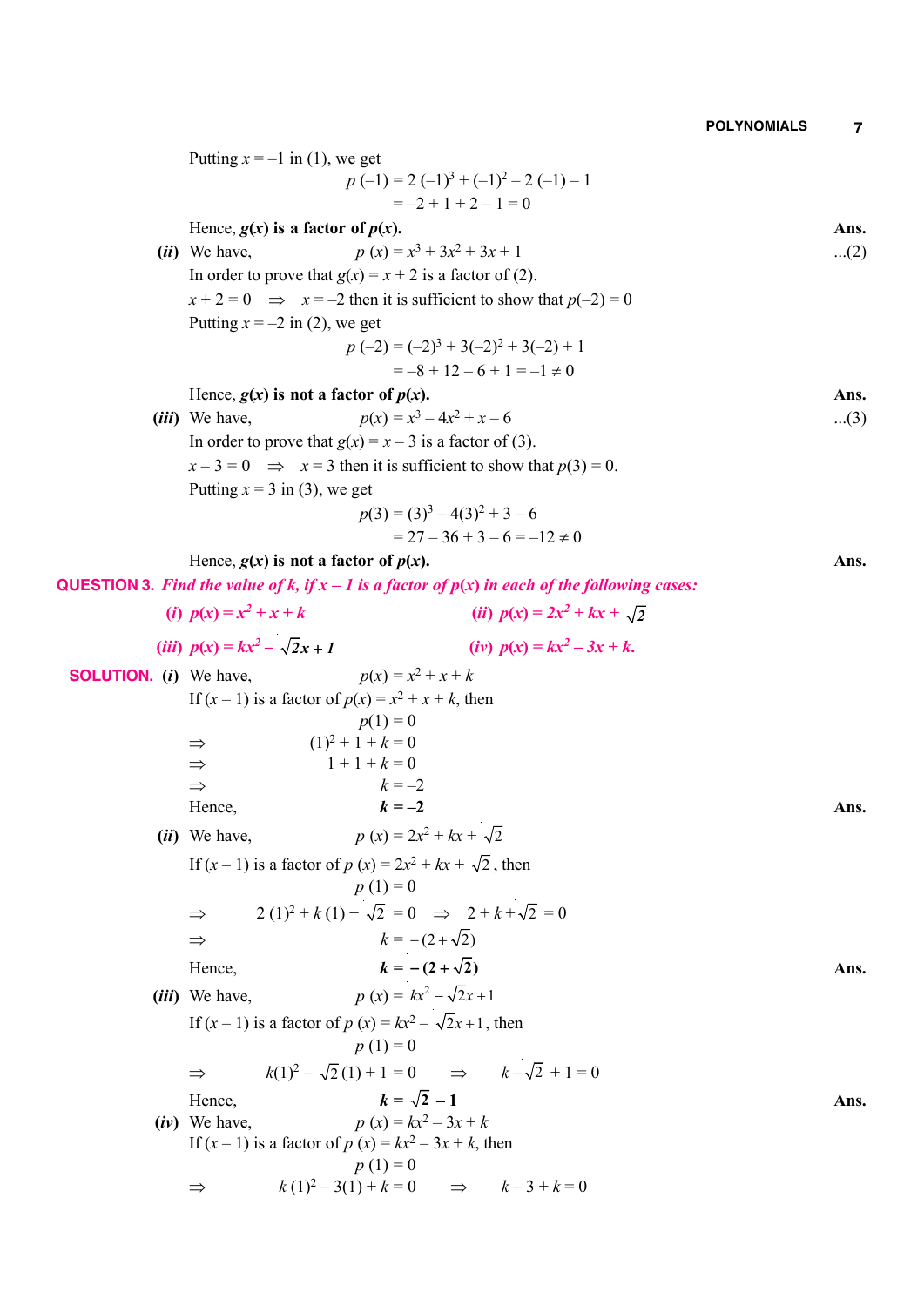Putting $x = -1$ in (1), we get

$$p(-1) = 2(-1)^3 + (-1)^2 - 2(-1) - 1$$
$$= -2 + 1 + 2 - 1 = 0$$

Hence, **$g(x)$ is a factor of $p(x)$.** **Ans.**

***(ii)*** We have, $p(x) = x^3 + 3x^2 + 3x + 1$ ...(2)

In order to prove that $g(x) = x + 2$ is a factor of (2).

$x + 2 = 0 \Rightarrow x = -2$ then it is sufficient to show that $p(-2) = 0$

Putting $x = -2$ in (2), we get

$$p(-2) = (-2)^3 + 3(-2)^2 + 3(-2) + 1$$
$$= -8 + 12 - 6 + 1 = -1 \neq 0$$

Hence, **$g(x)$ is not a factor of $p(x)$.** **Ans.**

***(iii)*** We have, $p(x) = x^3 - 4x^2 + x - 6$ ...(3)

In order to prove that $g(x) = x - 3$ is a factor of (3).

$x - 3 = 0 \Rightarrow x = 3$ then it is sufficient to show that $p(3) = 0$.

Putting $x = 3$ in (3), we get

$$p(3) = (3)^3 - 4(3)^2 + 3 - 6$$
$$= 27 - 36 + 3 - 6 = -12 \neq 0$$

Hence, **$g(x)$ is not a factor of $p(x)$.** **Ans.**

**QUESTION 3.** *Find the value of k, if $x - 1$ is a factor of p(x) in each of the following cases:*

*(i)* $p(x) = x^2 + x + k$ *(ii)* $p(x) = 2x^2 + kx + \sqrt{2}$

*(iii)* $p(x) = kx^2 - \sqrt{2}x + 1$ *(iv)* $p(x) = kx^2 - 3x + k$.

**SOLUTION.** ***(i)*** We have, $p(x) = x^2 + x + k$

If $(x - 1)$ is a factor of $p(x) = x^2 + x + k$, then

$$p(1) = 0$$
$$\Rightarrow (1)^2 + 1 + k = 0$$
$$\Rightarrow 1 + 1 + k = 0$$
$$\Rightarrow k = -2$$

Hence, $\boldsymbol{k = -2}$ **Ans.**

***(ii)*** We have, $p(x) = 2x^2 + kx + \sqrt{2}$

If $(x - 1)$ is a factor of $p(x) = 2x^2 + kx + \sqrt{2}$, then

$$p(1) = 0$$
$$\Rightarrow 2(1)^2 + k(1) + \sqrt{2} = 0 \Rightarrow 2 + k + \sqrt{2} = 0$$
$$\Rightarrow k = -(2 + \sqrt{2})$$

Hence, $\boldsymbol{k = -(2 + \sqrt{2})}$ **Ans.**

***(iii)*** We have, $p(x) = kx^2 - \sqrt{2}x + 1$

If $(x - 1)$ is a factor of $p(x) = kx^2 - \sqrt{2}x + 1$, then

$$p(1) = 0$$
$$\Rightarrow k(1)^2 - \sqrt{2}(1) + 1 = 0 \Rightarrow k - \sqrt{2} + 1 = 0$$

Hence, $\boldsymbol{k = \sqrt{2} - 1}$ **Ans.**

***(iv)*** We have, $p(x) = kx^2 - 3x + k$

If $(x - 1)$ is a factor of $p(x) = kx^2 - 3x + k$, then

$$p(1) = 0$$
$$\Rightarrow k(1)^2 - 3(1) + k = 0 \Rightarrow k - 3 + k = 0$$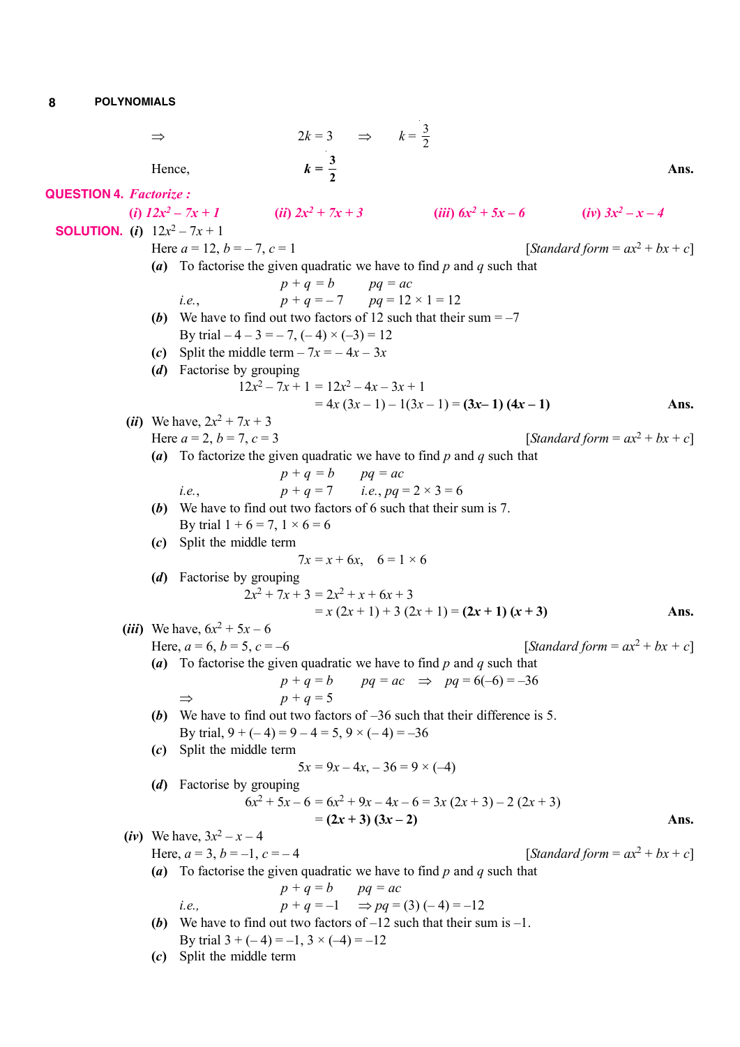$\Rightarrow \quad 2k = 3 \quad \Rightarrow \quad k = \frac{3}{2}$

Hence, $\quad \mathbf{k = \frac{3}{2}}$ **Ans.**

**QUESTION 4.** *Factorize :*

*(i)* $12x^2 - 7x + 1$ *(ii)* $2x^2 + 7x + 3$ *(iii)* $6x^2 + 5x - 6$ *(iv)* $3x^2 - x - 4$

**SOLUTION.** *(i)* $12x^2 - 7x + 1$

Here $a = 12, b = -7, c = 1$ [*Standard form* $= ax^2 + bx + c$]

**(a)** To factorise the given quadratic we have to find $p$ and $q$ such that

$$p + q = b \qquad pq = ac$$

*i.e.*, $\quad p + q = -7 \qquad pq = 12 \times 1 = 12$

**(b)** We have to find out two factors of 12 such that their sum $= -7$

By trial $-4 - 3 = -7$, $(-4) \times (-3) = 12$

**(c)** Split the middle term $-7x = -4x - 3x$

**(d)** Factorise by grouping

$$12x^2 - 7x + 1 = 12x^2 - 4x - 3x + 1$$
$$= 4x(3x - 1) - 1(3x - 1) = \mathbf{(3x - 1)(4x - 1)}$$ **Ans.**

*(ii)* We have, $2x^2 + 7x + 3$

Here $a = 2, b = 7, c = 3$ [*Standard form* $= ax^2 + bx + c$]

**(a)** To factorize the given quadratic we have to find $p$ and $q$ such that

$$p + q = b \qquad pq = ac$$

*i.e.*, $\quad p + q = 7 \qquad$ *i.e.*, $pq = 2 \times 3 = 6$

**(b)** We have to find out two factors of 6 such that their sum is 7.

By trial $1 + 6 = 7$, $1 \times 6 = 6$

**(c)** Split the middle term

$$7x = x + 6x, \quad 6 = 1 \times 6$$

**(d)** Factorise by grouping

$$2x^2 + 7x + 3 = 2x^2 + x + 6x + 3$$
$$= x(2x + 1) + 3(2x + 1) = \mathbf{(2x + 1)(x + 3)}$$ **Ans.**

*(iii)* We have, $6x^2 + 5x - 6$

Here, $a = 6, b = 5, c = -6$ [*Standard form* $= ax^2 + bx + c$]

**(a)** To factorise the given quadratic we have to find $p$ and $q$ such that

$$p + q = b \qquad pq = ac \quad \Rightarrow \quad pq = 6(-6) = -36$$

$\Rightarrow \quad p + q = 5$

**(b)** We have to find out two factors of $-36$ such that their difference is 5.

By trial, $9 + (-4) = 9 - 4 = 5$, $9 \times (-4) = -36$

**(c)** Split the middle term

$$5x = 9x - 4x, \; -36 = 9 \times (-4)$$

**(d)** Factorise by grouping

$$6x^2 + 5x - 6 = 6x^2 + 9x - 4x - 6 = 3x(2x + 3) - 2(2x + 3)$$
$$= \mathbf{(2x + 3)(3x - 2)}$$ **Ans.**

*(iv)* We have, $3x^2 - x - 4$

Here, $a = 3, b = -1, c = -4$ [*Standard form* $= ax^2 + bx + c$]

**(a)** To factorise the given quadratic we have to find $p$ and $q$ such that

$$p + q = b \qquad pq = ac$$

*i.e.*, $\quad p + q = -1 \qquad \Rightarrow pq = (3)(-4) = -12$

**(b)** We have to find out two factors of $-12$ such that their sum is $-1$.

By trial $3 + (-4) = -1$, $3 \times (-4) = -12$

**(c)** Split the middle term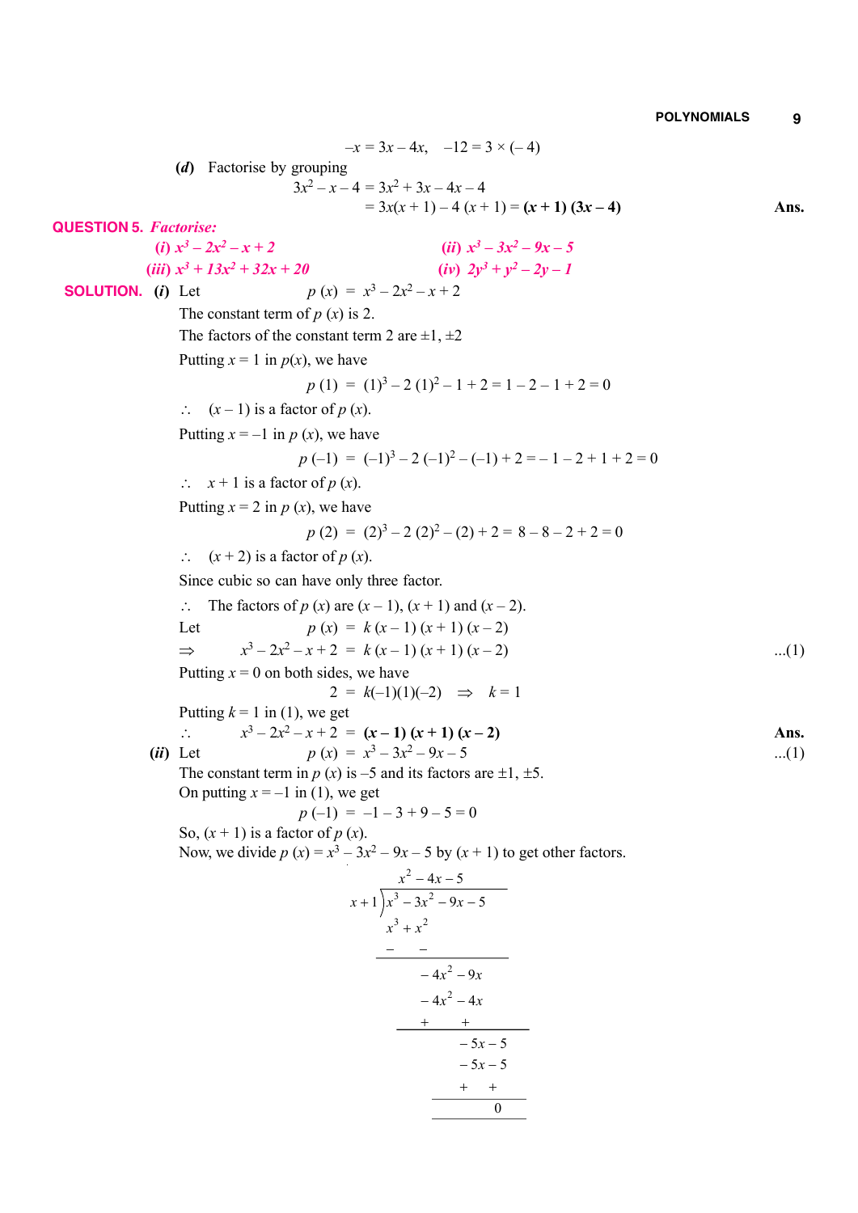$$-x = 3x - 4x, \quad -12 = 3 \times (-4)$$

**(d)** Factorise by grouping

$$3x^2 - x - 4 = 3x^2 + 3x - 4x - 4$$

$$= 3x(x + 1) - 4(x + 1) = \mathbf{(x + 1)(3x - 4)} \qquad \textbf{Ans.}$$

**QUESTION 5.** ***Factorise:***

***(i)*** $x^3 - 2x^2 - x + 2$ ***(ii)*** $x^3 - 3x^2 - 9x - 5$

***(iii)*** $x^3 + 13x^2 + 32x + 20$ ***(iv)*** $2y^3 + y^2 - 2y - 1$

**SOLUTION.** ***(i)*** Let $p(x) = x^3 - 2x^2 - x + 2$

The constant term of $p(x)$ is 2.

The factors of the constant term 2 are $\pm 1, \pm 2$

Putting $x = 1$ in $p(x)$, we have

$$p(1) = (1)^3 - 2(1)^2 - 1 + 2 = 1 - 2 - 1 + 2 = 0$$

$\therefore$ $(x - 1)$ is a factor of $p(x)$.

Putting $x = -1$ in $p(x)$, we have

$$p(-1) = (-1)^3 - 2(-1)^2 - (-1) + 2 = -1 - 2 + 1 + 2 = 0$$

$\therefore$ $x + 1$ is a factor of $p(x)$.

Putting $x = 2$ in $p(x)$, we have

$$p(2) = (2)^3 - 2(2)^2 - (2) + 2 = 8 - 8 - 2 + 2 = 0$$

$\therefore$ $(x + 2)$ is a factor of $p(x)$.

Since cubic so can have only three factor.

$\therefore$ The factors of $p(x)$ are $(x - 1)$, $(x + 1)$ and $(x - 2)$.

Let $p(x) = k(x - 1)(x + 1)(x - 2)$

$$\Rightarrow \quad x^3 - 2x^2 - x + 2 = k(x - 1)(x + 1)(x - 2) \qquad ...(1)$$

Putting $x = 0$ on both sides, we have

$$2 = k(-1)(1)(-2) \quad \Rightarrow \quad k = 1$$

Putting $k = 1$ in (1), we get

$$\therefore \quad x^3 - 2x^2 - x + 2 = \mathbf{(x - 1)(x + 1)(x - 2)} \qquad \textbf{Ans.}$$

***(ii)*** Let $p(x) = x^3 - 3x^2 - 9x - 5$ ...(1)

The constant term in $p(x)$ is $-5$ and its factors are $\pm 1, \pm 5$.

On putting $x = -1$ in (1), we get

$$p(-1) = -1 - 3 + 9 - 5 = 0$$

So, $(x + 1)$ is a factor of $p(x)$.

Now, we divide $p(x) = x^3 - 3x^2 - 9x - 5$ by $(x + 1)$ to get other factors.

```
              x² – 4x – 5
        ___________________
 x + 1 ) x³ – 3x² – 9x – 5
         x³ +  x²
        –   –
        ___________________
             – 4x² – 9x
             – 4x² – 4x
             +    +
            _______________
                   – 5x – 5
                   – 5x – 5
                   +    +
                  _________
                        0
```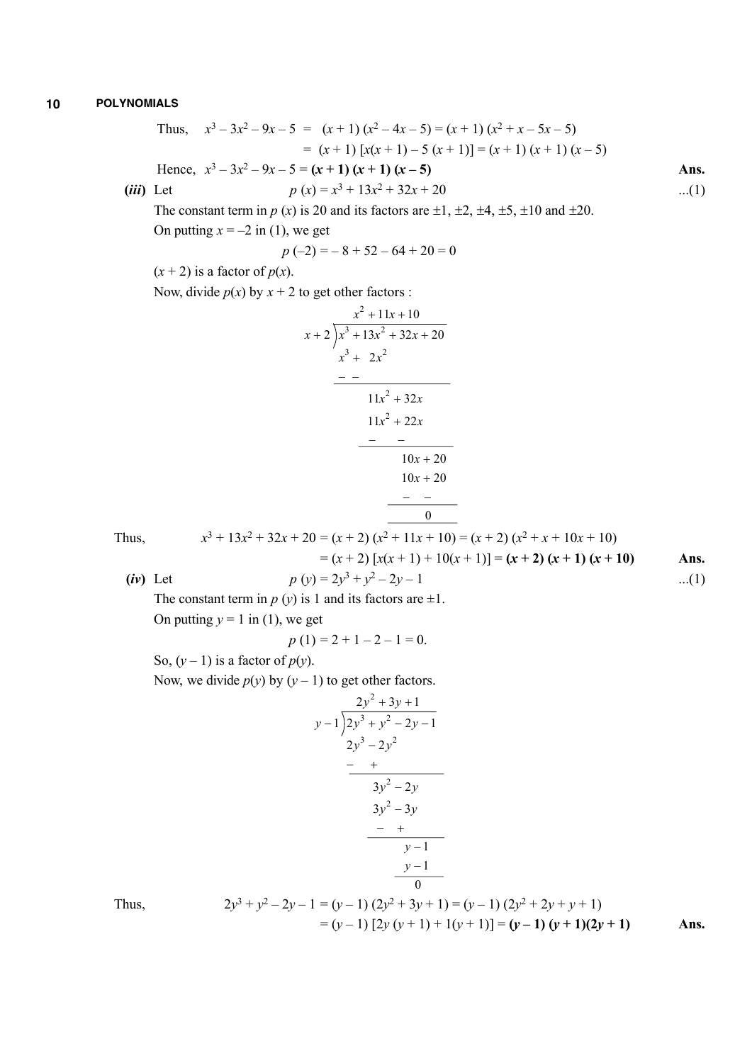Thus, $x^3 - 3x^2 - 9x - 5 = (x + 1)(x^2 - 4x - 5) = (x + 1)(x^2 + x - 5x - 5)$

$= (x + 1)[x(x + 1) - 5(x + 1)] = (x + 1)(x + 1)(x - 5)$

Hence, $x^3 - 3x^2 - 9x - 5 =$ $\mathbf{(x + 1)(x + 1)(x - 5)}$ **Ans.**

**(*iii*)** Let $p(x) = x^3 + 13x^2 + 32x + 20$ ...(1)

The constant term in $p(x)$ is 20 and its factors are $\pm1, \pm2, \pm4, \pm5, \pm10$ and $\pm20$.

On putting $x = -2$ in (1), we get

$$p(-2) = -8 + 52 - 64 + 20 = 0$$

$(x + 2)$ is a factor of $p(x)$.

Now, divide $p(x)$ by $x + 2$ to get other factors :

$$
\begin{array}{r}
x^2 + 11x + 10 \\
x + 2 \overline{\big) x^3 + 13x^2 + 32x + 20} \\
x^3 + 2x^2 \qquad\qquad \\
- \;\; - \qquad\qquad\quad \\
\hline
11x^2 + 32x \qquad \\
11x^2 + 22x \qquad \\
- \quad - \qquad\quad \\
\hline
10x + 20 \\
10x + 20 \\
- \quad - \\
\hline
0
\end{array}
$$

Thus, $x^3 + 13x^2 + 32x + 20 = (x + 2)(x^2 + 11x + 10) = (x + 2)(x^2 + x + 10x + 10)$

$= (x + 2)[x(x + 1) + 10(x + 1)] =$ $\mathbf{(x + 2)(x + 1)(x + 10)}$ **Ans.**

**(*iv*)** Let $p(y) = 2y^3 + y^2 - 2y - 1$ ...(1)

The constant term in $p(y)$ is 1 and its factors are $\pm1$.

On putting $y = 1$ in (1), we get

$$p(1) = 2 + 1 - 2 - 1 = 0.$$

So, $(y - 1)$ is a factor of $p(y)$.

Now, we divide $p(y)$ by $(y - 1)$ to get other factors.

$$
\begin{array}{r}
2y^2 + 3y + 1 \\
y - 1 \overline{\big) 2y^3 + y^2 - 2y - 1} \\
2y^3 - 2y^2 \qquad\qquad \\
- \quad + \qquad\qquad\quad \\
\hline
3y^2 - 2y \qquad \\
3y^2 - 3y \qquad \\
- \quad + \qquad\quad \\
\hline
y - 1 \\
y - 1 \\
\hline
0
\end{array}
$$

Thus, $2y^3 + y^2 - 2y - 1 = (y - 1)(2y^2 + 3y + 1) = (y - 1)(2y^2 + 2y + y + 1)$

$= (y - 1)[2y(y + 1) + 1(y + 1)] =$ $\mathbf{(y - 1)(y + 1)(2y + 1)}$ **Ans.**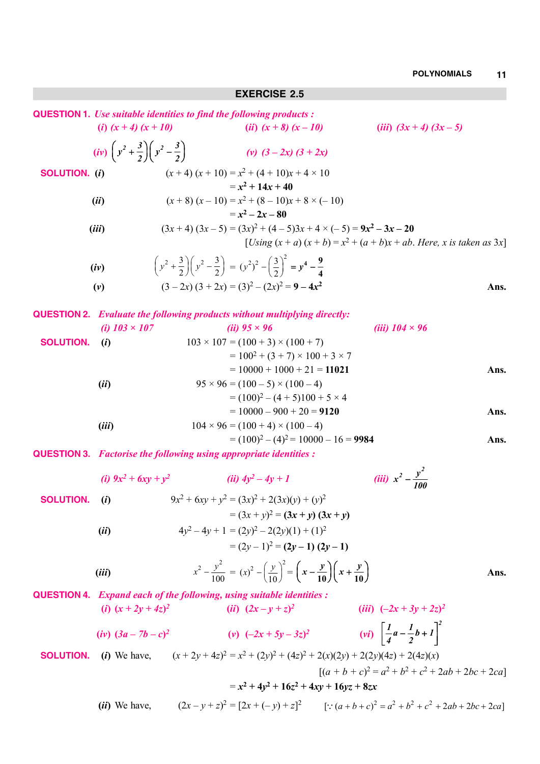## EXERCISE 2.5

**QUESTION 1.** *Use suitable identities to find the following products :*

*(i)* $(x + 4)(x + 10)$ *(ii)* $(x + 8)(x - 10)$ *(iii)* $(3x + 4)(3x - 5)$

*(iv)* $\left(y^2 + \frac{3}{2}\right)\left(y^2 - \frac{3}{2}\right)$ *(v)* $(3 - 2x)(3 + 2x)$

**SOLUTION.** *(i)*

$$(x + 4)(x + 10) = x^2 + (4 + 10)x + 4 \times 10$$
$$= \mathbf{x^2 + 14x + 40}$$

*(ii)*

$$(x + 8)(x - 10) = x^2 + (8 - 10)x + 8 \times (-10)$$
$$= \mathbf{x^2 - 2x - 80}$$

*(iii)*

$$(3x + 4)(3x - 5) = (3x)^2 + (4 - 5)3x + 4 \times (-5) = \mathbf{9x^2 - 3x - 20}$$

[*Using* $(x + a)(x + b) = x^2 + (a + b)x + ab$. *Here,* $x$ *is taken as* $3x$]

*(iv)*

$$\left(y^2 + \frac{3}{2}\right)\left(y^2 - \frac{3}{2}\right) = (y^2)^2 - \left(\frac{3}{2}\right)^2 = \mathbf{y^4 - \frac{9}{4}}$$

*(v)*

$$(3 - 2x)(3 + 2x) = (3)^2 - (2x)^2 = \mathbf{9 - 4x^2}$$

**Ans.**

**QUESTION 2.** *Evaluate the following products without multiplying directly:*

*(i) 103 × 107* *(ii) 95 × 96* *(iii) 104 × 96*

**SOLUTION.** *(i)*

$$103 \times 107 = (100 + 3) \times (100 + 7)$$
$$= 100^2 + (3 + 7) \times 100 + 3 \times 7$$
$$= 10000 + 1000 + 21 = \mathbf{11021}$$

**Ans.**

*(ii)*

$$95 \times 96 = (100 - 5) \times (100 - 4)$$
$$= (100)^2 - (4 + 5)100 + 5 \times 4$$
$$= 10000 - 900 + 20 = \mathbf{9120}$$

**Ans.**

*(iii)*

$$104 \times 96 = (100 + 4) \times (100 - 4)$$
$$= (100)^2 - (4)^2 = 10000 - 16 = \mathbf{9984}$$

**Ans.**

**QUESTION 3.** *Factorise the following using appropriate identities :*

*(i)* $9x^2 + 6xy + y^2$ *(ii)* $4y^2 - 4y + 1$ *(iii)* $x^2 - \frac{y^2}{100}$

**SOLUTION.** *(i)*

$$9x^2 + 6xy + y^2 = (3x)^2 + 2(3x)(y) + (y)^2$$
$$= (3x + y)^2 = \mathbf{(3x + y)(3x + y)}$$

*(ii)*

$$4y^2 - 4y + 1 = (2y)^2 - 2(2y)(1) + (1)^2$$
$$= (2y - 1)^2 = \mathbf{(2y - 1)(2y - 1)}$$

*(iii)*

$$x^2 - \frac{y^2}{100} = (x)^2 - \left(\frac{y}{10}\right)^2 = \left(\mathbf{x - \frac{y}{10}}\right)\left(\mathbf{x + \frac{y}{10}}\right)$$

**Ans.**

**QUESTION 4.** *Expand each of the following, using suitable identities :*

*(i)* $(x + 2y + 4z)^2$ *(ii)* $(2x - y + z)^2$ *(iii)* $(-2x + 3y + 2z)^2$

*(iv)* $(3a - 7b - c)^2$ *(v)* $(-2x + 5y - 3z)^2$ *(vi)* $\left[\frac{1}{4}a - \frac{1}{2}b + 1\right]^2$

**SOLUTION.** *(i)* We have,

$$(x + 2y + 4z)^2 = x^2 + (2y)^2 + (4z)^2 + 2(x)(2y) + 2(2y)(4z) + 2(4z)(x)$$

$[(a + b + c)^2 = a^2 + b^2 + c^2 + 2ab + 2bc + 2ca]$

$$= \mathbf{x^2 + 4y^2 + 16z^2 + 4xy + 16yz + 8zx}$$

*(ii)* We have,

$$(2x - y + z)^2 = [2x + (-y) + z]^2$$

$[\because (a + b + c)^2 = a^2 + b^2 + c^2 + 2ab + 2bc + 2ca]$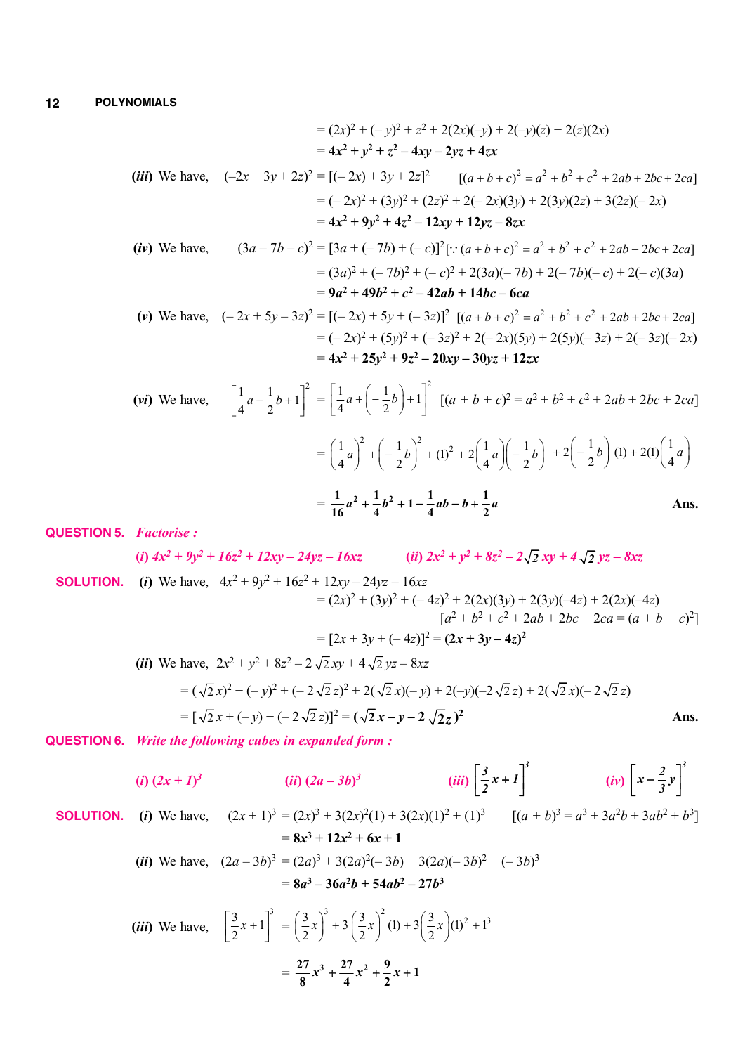$= (2x)^2 + (-y)^2 + z^2 + 2(2x)(-y) + 2(-y)(z) + 2(z)(2x)$

$= \mathbf{4x^2 + y^2 + z^2 - 4xy - 2yz + 4zx}$

**(*iii*)** We have, $(-2x + 3y + 2z)^2 = [(-2x) + 3y + 2z]^2$ $\quad [(a+b+c)^2 = a^2 + b^2 + c^2 + 2ab + 2bc + 2ca]$

$= (-2x)^2 + (3y)^2 + (2z)^2 + 2(-2x)(3y) + 2(3y)(2z) + 3(2z)(-2x)$

$= \mathbf{4x^2 + 9y^2 + 4z^2 - 12xy + 12yz - 8zx}$

**(*iv*)** We have, $(3a - 7b - c)^2 = [3a + (-7b) + (-c)]^2 [\because (a+b+c)^2 = a^2 + b^2 + c^2 + 2ab + 2bc + 2ca]$

$= (3a)^2 + (-7b)^2 + (-c)^2 + 2(3a)(-7b) + 2(-7b)(-c) + 2(-c)(3a)$

$= \mathbf{9a^2 + 49b^2 + c^2 - 42ab + 14bc - 6ca}$

**(*v*)** We have, $(-2x + 5y - 3z)^2 = [(-2x) + 5y + (-3z)]^2$ $[(a+b+c)^2 = a^2 + b^2 + c^2 + 2ab + 2bc + 2ca]$

$= (-2x)^2 + (5y)^2 + (-3z)^2 + 2(-2x)(5y) + 2(5y)(-3z) + 2(-3z)(-2x)$

$= \mathbf{4x^2 + 25y^2 + 9z^2 - 20xy - 30yz + 12zx}$

**(*vi*)** We have, $\left[\frac{1}{4}a - \frac{1}{2}b + 1\right]^2 = \left[\frac{1}{4}a + \left(-\frac{1}{2}b\right) + 1\right]^2$ $[(a + b + c)^2 = a^2 + b^2 + c^2 + 2ab + 2bc + 2ca]$

$= \left(\frac{1}{4}a\right)^2 + \left(-\frac{1}{2}b\right)^2 + (1)^2 + 2\left(\frac{1}{4}a\right)\left(-\frac{1}{2}b\right) + 2\left(-\frac{1}{2}b\right)(1) + 2(1)\left(\frac{1}{4}a\right)$

$= \mathbf{\frac{1}{16}a^2 + \frac{1}{4}b^2 + 1 - \frac{1}{4}ab - b + \frac{1}{2}a}$ **Ans.**

**QUESTION 5.** ***Factorise :***

*(i)* $4x^2 + 9y^2 + 16z^2 + 12xy - 24yz - 16xz$ *(ii)* $2x^2 + y^2 + 8z^2 - 2\sqrt{2}\,xy + 4\sqrt{2}\,yz - 8xz$

**SOLUTION.** **(*i*)** We have, $4x^2 + 9y^2 + 16z^2 + 12xy - 24yz - 16xz$

$= (2x)^2 + (3y)^2 + (-4z)^2 + 2(2x)(3y) + 2(3y)(-4z) + 2(2x)(-4z)$

$[a^2 + b^2 + c^2 + 2ab + 2bc + 2ca = (a + b + c)^2]$

$= [2x + 3y + (-4z)]^2 = \mathbf{(2x + 3y - 4z)^2}$

**(*ii*)** We have, $2x^2 + y^2 + 8z^2 - 2\sqrt{2}\,xy + 4\sqrt{2}\,yz - 8xz$

$= (\sqrt{2}\,x)^2 + (-y)^2 + (-2\sqrt{2}\,z)^2 + 2(\sqrt{2}\,x)(-y) + 2(-y)(-2\sqrt{2}\,z) + 2(\sqrt{2}\,x)(-2\sqrt{2}\,z)$

$= [\sqrt{2}\,x + (-y) + (-2\sqrt{2}\,z)]^2 = \mathbf{(\sqrt{2}\,x - y - 2\sqrt{2}z)^2}$ **Ans.**

**QUESTION 6.** ***Write the following cubes in expanded form :***

*(i)* $(2x + 1)^3$ *(ii)* $(2a - 3b)^3$ *(iii)* $\left[\frac{3}{2}x + 1\right]^3$ *(iv)* $\left[x - \frac{2}{3}y\right]^3$

**SOLUTION.** **(*i*)** We have, $(2x + 1)^3 = (2x)^3 + 3(2x)^2(1) + 3(2x)(1)^2 + (1)^3$ $\quad [(a + b)^3 = a^3 + 3a^2b + 3ab^2 + b^3]$

$= \mathbf{8x^3 + 12x^2 + 6x + 1}$

**(*ii*)** We have, $(2a - 3b)^3 = (2a)^3 + 3(2a)^2(-3b) + 3(2a)(-3b)^2 + (-3b)^3$

$= \mathbf{8a^3 - 36a^2b + 54ab^2 - 27b^3}$

**(*iii*)** We have, $\left[\frac{3}{2}x + 1\right]^3 = \left(\frac{3}{2}x\right)^3 + 3\left(\frac{3}{2}x\right)^2(1) + 3\left(\frac{3}{2}x\right)(1)^2 + 1^3$

$= \mathbf{\frac{27}{8}x^3 + \frac{27}{4}x^2 + \frac{9}{2}x + 1}$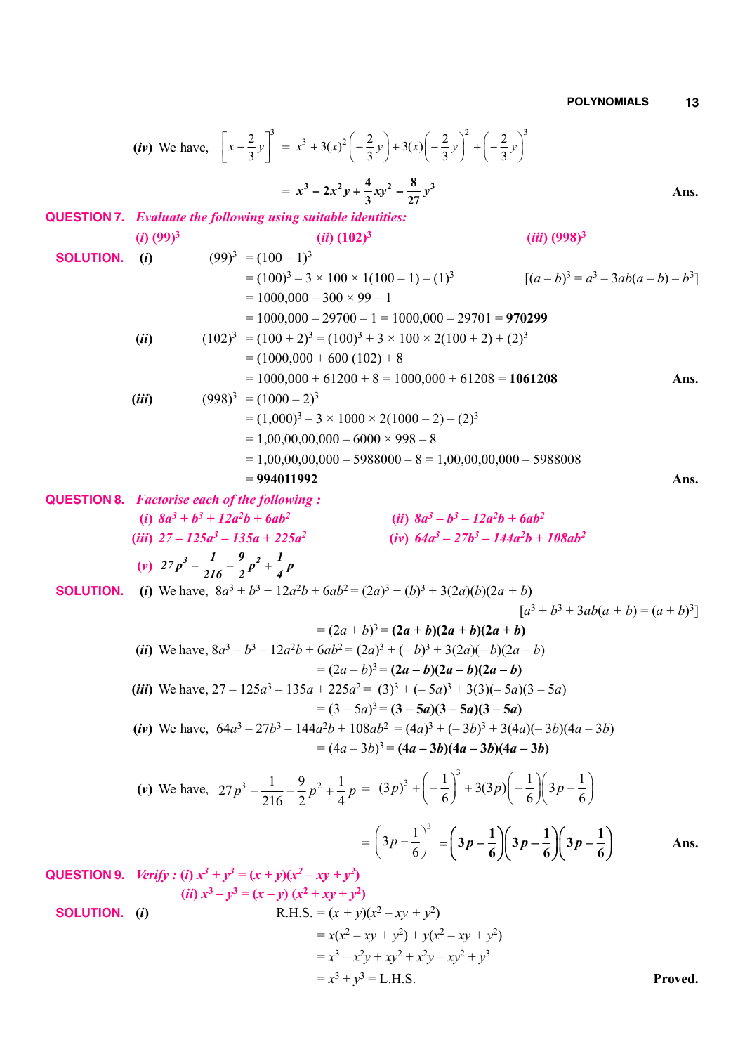**(iv)** We have, $\left[x - \frac{2}{3}y\right]^3 = x^3 + 3(x)^2\left(-\frac{2}{3}y\right) + 3(x)\left(-\frac{2}{3}y\right)^2 + \left(-\frac{2}{3}y\right)^3$

$$= \mathbf{x^3 - 2x^2y + \frac{4}{3}xy^2 - \frac{8}{27}y^3} \qquad \textbf{Ans.}$$

**QUESTION 7.** ***Evaluate the following using suitable identities:***

***(i)*** $(99)^3$ ***(ii)*** $(102)^3$ ***(iii)*** $(998)^3$

**SOLUTION.** ***(i)***

$(99)^3 = (100 - 1)^3$

$= (100)^3 - 3 \times 100 \times 1(100 - 1) - (1)^3$ $\quad [(a - b)^3 = a^3 - 3ab(a - b) - b^3]$

$= 1000,000 - 300 \times 99 - 1$

$= 1000,000 - 29700 - 1 = 1000,000 - 29701 = \mathbf{970299}$

***(ii)*** $(102)^3 = (100 + 2)^3 = (100)^3 + 3 \times 100 \times 2(100 + 2) + (2)^3$

$= (1000,000 + 600\ (102) + 8$

$= 1000,000 + 61200 + 8 = 1000,000 + 61208 = \mathbf{1061208}$ **Ans.**

***(iii)*** $(998)^3 = (1000 - 2)^3$

$= (1,000)^3 - 3 \times 1000 \times 2(1000 - 2) - (2)^3$

$= 1,00,00,00,000 - 6000 \times 998 - 8$

$= 1,00,00,00,000 - 5988000 - 8 = 1,00,00,00,000 - 5988008$

$= \mathbf{994011992}$ **Ans.**

**QUESTION 8.** ***Factorise each of the following :***

***(i)*** $8a^3 + b^3 + 12a^2b + 6ab^2$ ***(ii)*** $8a^3 - b^3 - 12a^2b + 6ab^2$

***(iii)*** $27 - 125a^3 - 135a + 225a^2$ ***(iv)*** $64a^3 - 27b^3 - 144a^2b + 108ab^2$

***(v)*** $27p^3 - \frac{1}{216} - \frac{9}{2}p^2 + \frac{1}{4}p$

**SOLUTION.** ***(i)*** We have, $8a^3 + b^3 + 12a^2b + 6ab^2 = (2a)^3 + (b)^3 + 3(2a)(b)(2a + b)$

$[a^3 + b^3 + 3ab(a + b) = (a + b)^3]$

$= (2a + b)^3 = \mathbf{(2a + b)(2a + b)(2a + b)}$

***(ii)*** We have, $8a^3 - b^3 - 12a^2b + 6ab^2 = (2a)^3 + (-b)^3 + 3(2a)(-b)(2a - b)$

$= (2a - b)^3 = \mathbf{(2a - b)(2a - b)(2a - b)}$

***(iii)*** We have, $27 - 125a^3 - 135a + 225a^2 = (3)^3 + (-5a)^3 + 3(3)(-5a)(3 - 5a)$

$= (3 - 5a)^3 = \mathbf{(3 - 5a)(3 - 5a)(3 - 5a)}$

***(iv)*** We have, $64a^3 - 27b^3 - 144a^2b + 108ab^2 = (4a)^3 + (-3b)^3 + 3(4a)(-3b)(4a - 3b)$

$= (4a - 3b)^3 = \mathbf{(4a - 3b)(4a - 3b)(4a - 3b)}$

***(v)*** We have, $27p^3 - \frac{1}{216} - \frac{9}{2}p^2 + \frac{1}{4}p = (3p)^3 + \left(-\frac{1}{6}\right)^3 + 3(3p)\left(-\frac{1}{6}\right)\left(3p - \frac{1}{6}\right)$

$$= \left(3p - \frac{1}{6}\right)^3 = \mathbf{\left(3p - \frac{1}{6}\right)\left(3p - \frac{1}{6}\right)\left(3p - \frac{1}{6}\right)} \qquad \textbf{Ans.}$$

**QUESTION 9.** ***Verify : (i)*** $x^3 + y^3 = (x + y)(x^2 - xy + y^2)$

***(ii)*** $x^3 - y^3 = (x - y)(x^2 + xy + y^2)$

**SOLUTION.** ***(i)***

R.H.S. $= (x + y)(x^2 - xy + y^2)$

$= x(x^2 - xy + y^2) + y(x^2 - xy + y^2)$

$= x^3 - x^2y + xy^2 + x^2y - xy^2 + y^3$

$= x^3 + y^3 =$ L.H.S. **Proved.**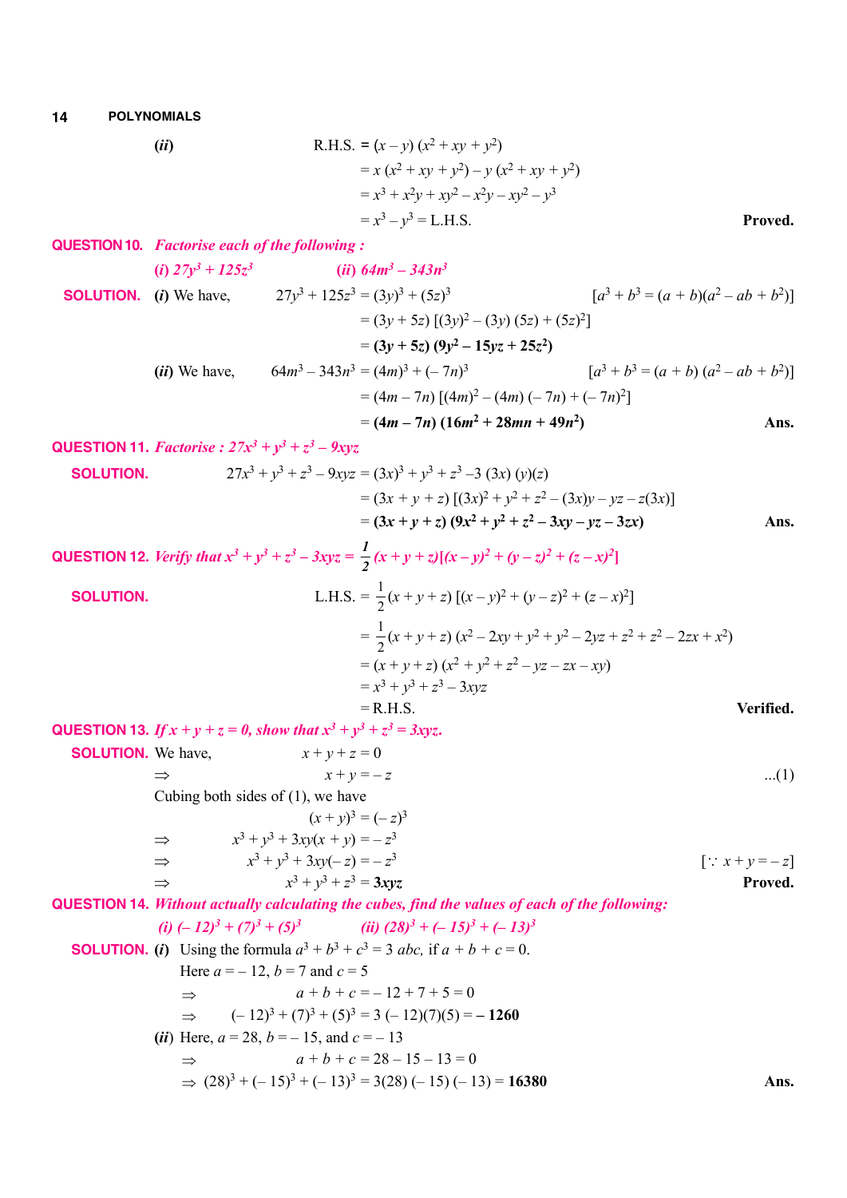**(ii)** R.H.S. $= (x - y)(x^2 + xy + y^2)$

$= x(x^2 + xy + y^2) - y(x^2 + xy + y^2)$

$= x^3 + x^2y + xy^2 - x^2y - xy^2 - y^3$

$= x^3 - y^3 =$ L.H.S. **Proved.**

**QUESTION 10.** ***Factorise each of the following :***

*(i) $27y^3 + 125z^3$* *(ii) $64m^3 - 343n^3$*

**SOLUTION.** **(i)** We have, $27y^3 + 125z^3 = (3y)^3 + (5z)^3$ $[a^3 + b^3 = (a + b)(a^2 - ab + b^2)]$

$= (3y + 5z)[(3y)^2 - (3y)(5z) + (5z)^2]$

$= \mathbf{(3y + 5z)(9y^2 - 15yz + 25z^2)}$

**(ii)** We have, $64m^3 - 343n^3 = (4m)^3 + (-7n)^3$ $[a^3 + b^3 = (a + b)(a^2 - ab + b^2)]$

$= (4m - 7n)[(4m)^2 - (4m)(-7n) + (-7n)^2]$

$= \mathbf{(4m - 7n)(16m^2 + 28mn + 49n^2)}$ **Ans.**

**QUESTION 11.** ***Factorise : $27x^3 + y^3 + z^3 - 9xyz$***

**SOLUTION.** $27x^3 + y^3 + z^3 - 9xyz = (3x)^3 + y^3 + z^3 - 3(3x)(y)(z)$

$= (3x + y + z)[(3x)^2 + y^2 + z^2 - (3x)y - yz - z(3x)]$

$= \mathbf{(3x + y + z)(9x^2 + y^2 + z^2 - 3xy - yz - 3zx)}$ **Ans.**

**QUESTION 12.** ***Verify that $x^3 + y^3 + z^3 - 3xyz = \frac{1}{2}(x + y + z)[(x - y)^2 + (y - z)^2 + (z - x)^2]$***

**SOLUTION.** L.H.S. $= \frac{1}{2}(x + y + z)[(x - y)^2 + (y - z)^2 + (z - x)^2]$

$= \frac{1}{2}(x + y + z)(x^2 - 2xy + y^2 + y^2 - 2yz + z^2 + z^2 - 2zx + x^2)$

$= (x + y + z)(x^2 + y^2 + z^2 - yz - zx - xy)$

$= x^3 + y^3 + z^3 - 3xyz$

$=$ R.H.S. **Verified.**

**QUESTION 13.** ***If $x + y + z = 0$, show that $x^3 + y^3 + z^3 = 3xyz$.***

**SOLUTION.** We have, $x + y + z = 0$

$\Rightarrow$ $x + y = -z$ ...(1)

Cubing both sides of (1), we have

$(x + y)^3 = (-z)^3$

$\Rightarrow$ $x^3 + y^3 + 3xy(x + y) = -z^3$

$\Rightarrow$ $x^3 + y^3 + 3xy(-z) = -z^3$ $[\because x + y = -z]$

$\Rightarrow$ $x^3 + y^3 + z^3 = \mathbf{3xyz}$ **Proved.**

**QUESTION 14.** ***Without actually calculating the cubes, find the values of each of the following:***

*(i) $(-12)^3 + (7)^3 + (5)^3$* *(ii) $(28)^3 + (-15)^3 + (-13)^3$*

**SOLUTION.** **(i)** Using the formula $a^3 + b^3 + c^3 = 3abc$, if $a + b + c = 0$.

Here $a = -12$, $b = 7$ and $c = 5$

$\Rightarrow$ $a + b + c = -12 + 7 + 5 = 0$

$\Rightarrow$ $(-12)^3 + (7)^3 + (5)^3 = 3(-12)(7)(5) = \mathbf{-1260}$

**(ii)** Here, $a = 28$, $b = -15$, and $c = -13$

$\Rightarrow$ $a + b + c = 28 - 15 - 13 = 0$

$\Rightarrow$ $(28)^3 + (-15)^3 + (-13)^3 = 3(28)(-15)(-13) = \mathbf{16380}$ **Ans.**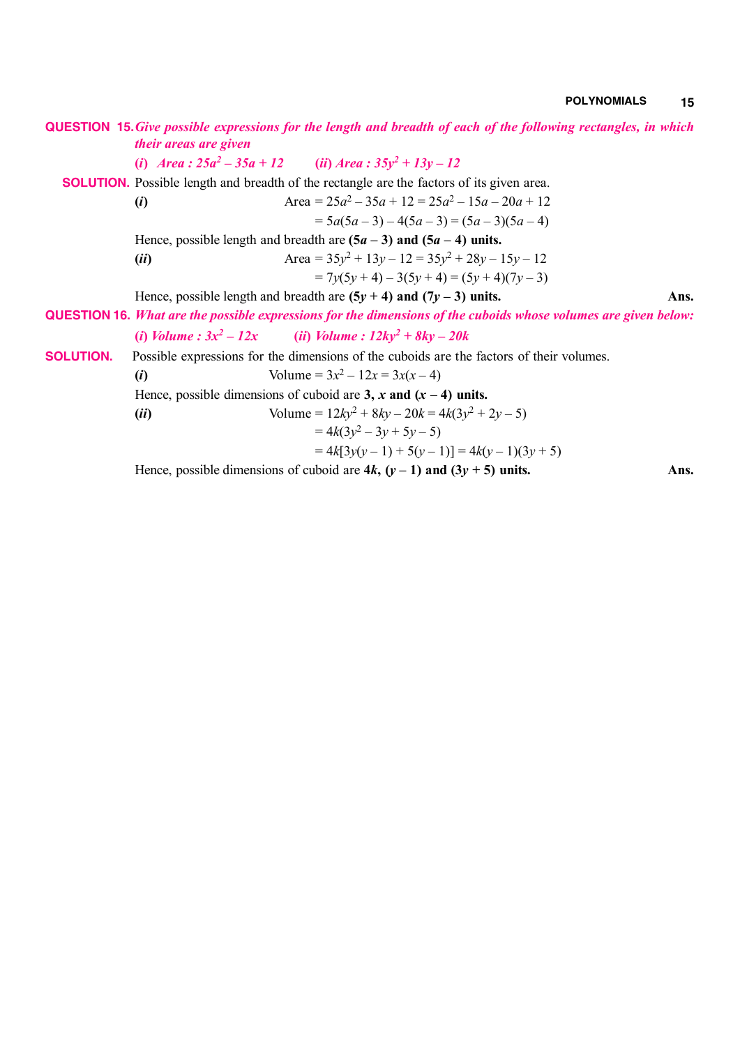**QUESTION 15.** *Give possible expressions for the length and breadth of each of the following rectangles, in which their areas are given*

*(i) Area : $25a^2 - 35a + 12$* *(ii) Area : $35y^2 + 13y - 12$*

**SOLUTION.** Possible length and breadth of the rectangle are the factors of its given area.

**(*i*)**

$$\text{Area} = 25a^2 - 35a + 12 = 25a^2 - 15a - 20a + 12$$
$$= 5a(5a - 3) - 4(5a - 3) = (5a - 3)(5a - 4)$$

Hence, possible length and breadth are **$(5a - 3)$ and $(5a - 4)$ units.**

**(*ii*)**

$$\text{Area} = 35y^2 + 13y - 12 = 35y^2 + 28y - 15y - 12$$
$$= 7y(5y + 4) - 3(5y + 4) = (5y + 4)(7y - 3)$$

Hence, possible length and breadth are **$(5y + 4)$ and $(7y - 3)$ units.** **Ans.**

**QUESTION 16.** *What are the possible expressions for the dimensions of the cuboids whose volumes are given below:*

*(i) Volume : $3x^2 - 12x$* *(ii) Volume : $12ky^2 + 8ky - 20k$*

**SOLUTION.** Possible expressions for the dimensions of the cuboids are the factors of their volumes.

**(*i*)**

$$\text{Volume} = 3x^2 - 12x = 3x(x - 4)$$

Hence, possible dimensions of cuboid are **$3$, $x$ and $(x - 4)$ units.**

**(*ii*)**

$$\text{Volume} = 12ky^2 + 8ky - 20k = 4k(3y^2 + 2y - 5)$$
$$= 4k(3y^2 - 3y + 5y - 5)$$
$$= 4k[3y(y - 1) + 5(y - 1)] = 4k(y - 1)(3y + 5)$$

Hence, possible dimensions of cuboid are **$4k$, $(y - 1)$ and $(3y + 5)$ units.** **Ans.**